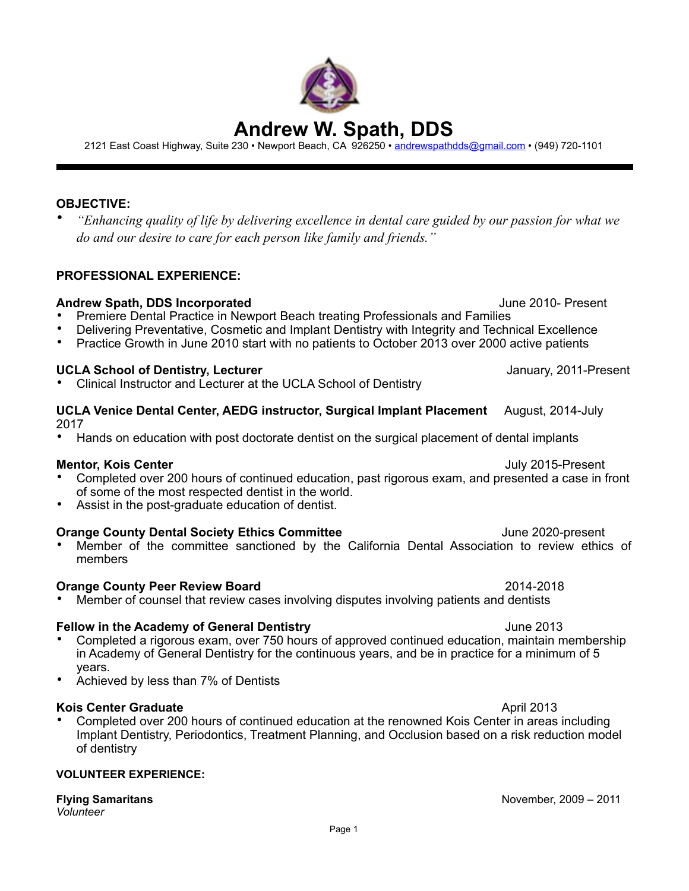# Andrew W. Spath, DDS

2121 East Coast Highway, Suite 230 • Newport Beach, CA 926250 • andrewspathdds@gmail.com • (949) 720-1101

## OBJECTIVE:

- *"Enhancing quality of life by delivering excellence in dental care guided by our passion for what we do and our desire to care for each person like family and friends."*

## PROFESSIONAL EXPERIENCE:

**Andrew Spath, DDS Incorporated** June 2010- Present

- Premiere Dental Practice in Newport Beach treating Professionals and Families
- Delivering Preventative, Cosmetic and Implant Dentistry with Integrity and Technical Excellence
- Practice Growth in June 2010 start with no patients to October 2013 over 2000 active patients

**UCLA School of Dentistry, Lecturer** January, 2011-Present

- Clinical Instructor and Lecturer at the UCLA School of Dentistry

**UCLA Venice Dental Center, AEDG instructor, Surgical Implant Placement** August, 2014-July 2017

- Hands on education with post doctorate dentist on the surgical placement of dental implants

**Mentor, Kois Center** July 2015-Present

- Completed over 200 hours of continued education, past rigorous exam, and presented a case in front of some of the most respected dentist in the world.
- Assist in the post-graduate education of dentist.

**Orange County Dental Society Ethics Committee** June 2020-present

- Member of the committee sanctioned by the California Dental Association to review ethics of members

**Orange County Peer Review Board** 2014-2018

- Member of counsel that review cases involving disputes involving patients and dentists

**Fellow in the Academy of General Dentistry** June 2013

- Completed a rigorous exam, over 750 hours of approved continued education, maintain membership in Academy of General Dentistry for the continuous years, and be in practice for a minimum of 5 years.
- Achieved by less than 7% of Dentists

**Kois Center Graduate** April 2013

- Completed over 200 hours of continued education at the renowned Kois Center in areas including Implant Dentistry, Periodontics, Treatment Planning, and Occlusion based on a risk reduction model of dentistry

## VOLUNTEER EXPERIENCE:

**Flying Samaritans** November, 2009 – 2011
*Volunteer*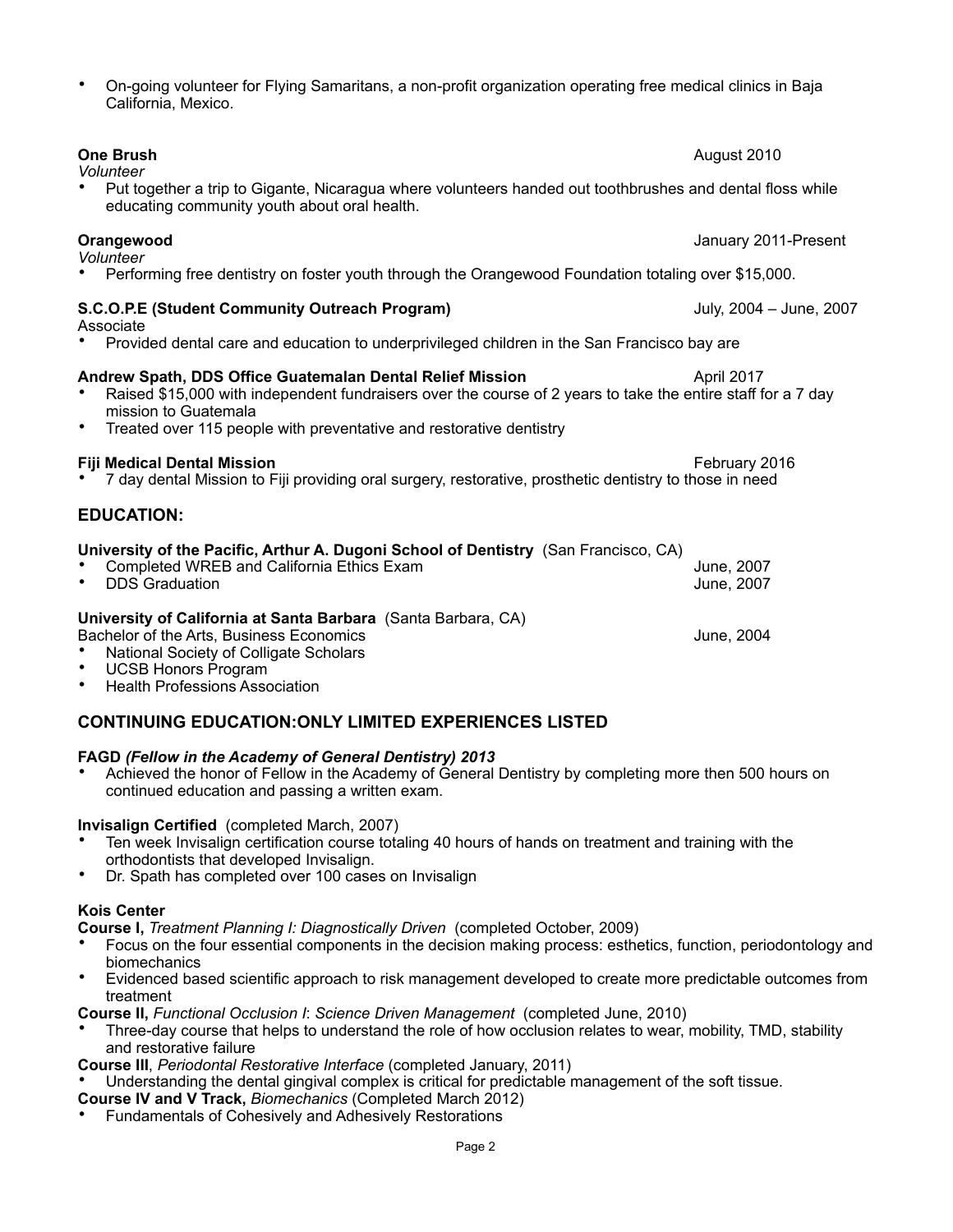- On-going volunteer for Flying Samaritans, a non-profit organization operating free medical clinics in Baja California, Mexico.

**One Brush** August 2010
*Volunteer*

- Put together a trip to Gigante, Nicaragua where volunteers handed out toothbrushes and dental floss while educating community youth about oral health.

**Orangewood** January 2011-Present
*Volunteer*

- Performing free dentistry on foster youth through the Orangewood Foundation totaling over $15,000.

**S.C.O.P.E (Student Community Outreach Program)** July, 2004 – June, 2007
Associate

- Provided dental care and education to underprivileged children in the San Francisco bay are

**Andrew Spath, DDS Office Guatemalan Dental Relief Mission** April 2017

- Raised $15,000 with independent fundraisers over the course of 2 years to take the entire staff for a 7 day mission to Guatemala
- Treated over 115 people with preventative and restorative dentistry

**Fiji Medical Dental Mission** February 2016

- 7 day dental Mission to Fiji providing oral surgery, restorative, prosthetic dentistry to those in need

## EDUCATION:

**University of the Pacific, Arthur A. Dugoni School of Dentistry** (San Francisco, CA)

- Completed WREB and California Ethics Exam June, 2007
- DDS Graduation June, 2007

**University of California at Santa Barbara** (Santa Barbara, CA)
Bachelor of the Arts, Business Economics June, 2004

- National Society of Colligate Scholars
- UCSB Honors Program
- Health Professions Association

## CONTINUING EDUCATION:ONLY LIMITED EXPERIENCES LISTED

**FAGD** ***(Fellow in the Academy of General Dentistry) 2013***

- Achieved the honor of Fellow in the Academy of General Dentistry by completing more then 500 hours on continued education and passing a written exam.

**Invisalign Certified** (completed March, 2007)

- Ten week Invisalign certification course totaling 40 hours of hands on treatment and training with the orthodontists that developed Invisalign.
- Dr. Spath has completed over 100 cases on Invisalign

**Kois Center**

**Course I,** *Treatment Planning I: Diagnostically Driven* (completed October, 2009)

- Focus on the four essential components in the decision making process: esthetics, function, periodontology and biomechanics
- Evidenced based scientific approach to risk management developed to create more predictable outcomes from treatment

**Course II,** *Functional Occlusion I*: *Science Driven Management* (completed June, 2010)

- Three-day course that helps to understand the role of how occlusion relates to wear, mobility, TMD, stability and restorative failure

**Course III**, *Periodontal Restorative Interface* (completed January, 2011)

- Understanding the dental gingival complex is critical for predictable management of the soft tissue.

**Course IV and V Track,** *Biomechanics* (Completed March 2012)

- Fundamentals of Cohesively and Adhesively Restorations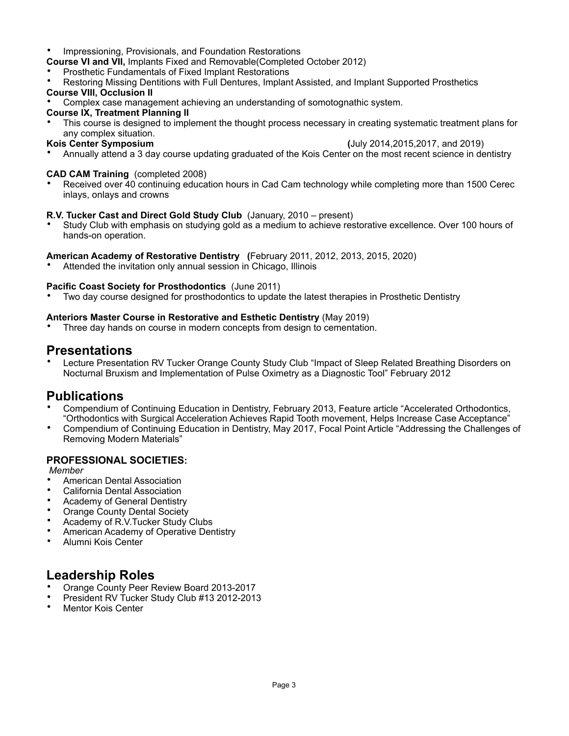- Impressioning, Provisionals, and Foundation Restorations

**Course VI and VII,** Implants Fixed and Removable(Completed October 2012)

- Prosthetic Fundamentals of Fixed Implant Restorations
- Restoring Missing Dentitions with Full Dentures, Implant Assisted, and Implant Supported Prosthetics

**Course VIII, Occlusion II**

- Complex case management achieving an understanding of somotognathic system.

**Course IX, Treatment Planning II**

- This course is designed to implement the thought process necessary in creating systematic treatment plans for any complex situation.

**Kois Center Symposium** **(**July 2014,2015,2017, and 2019)

- Annually attend a 3 day course updating graduated of the Kois Center on the most recent science in dentistry

**CAD CAM Training** (completed 2008)

- Received over 40 continuing education hours in Cad Cam technology while completing more than 1500 Cerec inlays, onlays and crowns

**R.V. Tucker Cast and Direct Gold Study Club** (January, 2010 – present)

- Study Club with emphasis on studying gold as a medium to achieve restorative excellence. Over 100 hours of hands-on operation.

**American Academy of Restorative Dentistry** **(**February 2011, 2012, 2013, 2015, 2020)

- Attended the invitation only annual session in Chicago, Illinois

**Pacific Coast Society for Prosthodontics** (June 2011)

- Two day course designed for prosthodontics to update the latest therapies in Prosthetic Dentistry

**Anteriors Master Course in Restorative and Esthetic Dentistry** (May 2019)

- Three day hands on course in modern concepts from design to cementation.

## Presentations

- Lecture Presentation RV Tucker Orange County Study Club "Impact of Sleep Related Breathing Disorders on Nocturnal Bruxism and Implementation of Pulse Oximetry as a Diagnostic Tool" February 2012

## Publications

- Compendium of Continuing Education in Dentistry, February 2013, Feature article "Accelerated Orthodontics, "Orthodontics with Surgical Acceleration Achieves Rapid Tooth movement, Helps Increase Case Acceptance"
- Compendium of Continuing Education in Dentistry, May 2017, Focal Point Article "Addressing the Challenges of Removing Modern Materials"

### PROFESSIONAL SOCIETIES:

*Member*

- American Dental Association
- California Dental Association
- Academy of General Dentistry
- Orange County Dental Society
- Academy of R.V.Tucker Study Clubs
- American Academy of Operative Dentistry
- Alumni Kois Center

## Leadership Roles

- Orange County Peer Review Board 2013-2017
- President RV Tucker Study Club #13 2012-2013
- Mentor Kois Center